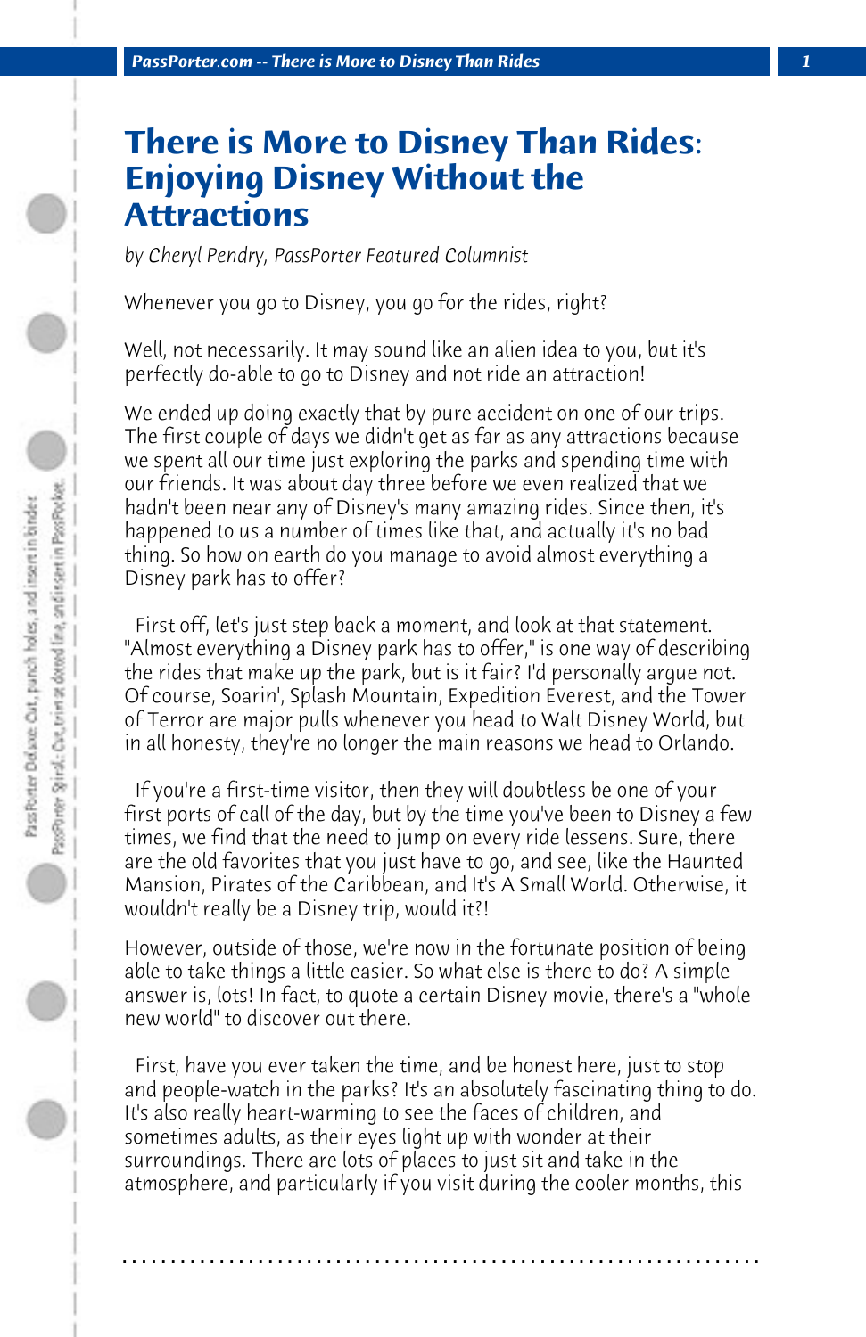# There is More to Disney Than Rides: Enjoying Disney Without the Attractions

*by Cheryl Pendry, PassPorter Featured Columnist*

Whenever you go to Disney, you go for the rides, right?

Well, not necessarily. It may sound like an alien idea to you, but it's perfectly do-able to go to Disney and not ride an attraction!

We ended up doing exactly that by pure accident on one of our trips. The first couple of days we didn't get as far as any attractions because we spent all our time just exploring the parks and spending time with our friends. It was about day three before we even realized that we hadn't been near any of Disney's many amazing rides. Since then, it's happened to us a number of times like that, and actually it's no bad thing. So how on earth do you manage to avoid almost everything a Disney park has to offer?

First off, let's just step back a moment, and look at that statement. "Almost everything a Disney park has to offer," is one way of describing the rides that make up the park, but is it fair? I'd personally argue not. Of course, Soarin', Splash Mountain, Expedition Everest, and the Tower of Terror are major pulls whenever you head to Walt Disney World, but in all honesty, they're no longer the main reasons we head to Orlando.

If you're a first-time visitor, then they will doubtless be one of your first ports of call of the day, but by the time you've been to Disney a few times, we find that the need to jump on every ride lessens. Sure, there are the old favorites that you just have to go, and see, like the Haunted Mansion, Pirates of the Caribbean, and It's A Small World. Otherwise, it wouldn't really be a Disney trip, would it?!

However, outside of those, we're now in the fortunate position of being able to take things a little easier. So what else is there to do? A simple answer is, lots! In fact, to quote a certain Disney movie, there's a "whole new world" to discover out there.

First, have you ever taken the time, and be honest here, just to stop and people-watch in the parks? It's an absolutely fascinating thing to do. It's also really heart-warming to see the faces of children, and sometimes adults, as their eyes light up with wonder at their surroundings. There are lots of places to just sit and take in the atmosphere, and particularly if you visit during the cooler months, this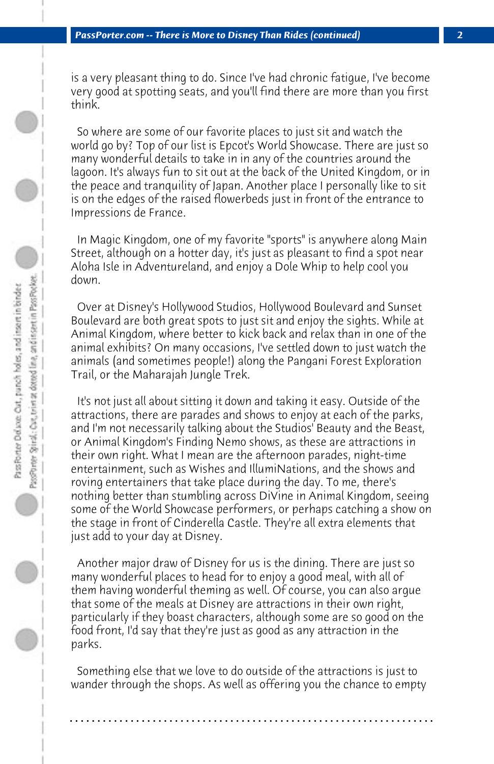is a very pleasant thing to do. Since I've had chronic fatigue, I've become very good at spotting seats, and you'll find there are more than you first think.

So where are some of our favorite places to just sit and watch the world go by? Top of our list is Epcot's World Showcase. There are just so many wonderful details to take in in any of the countries around the lagoon. It's always fun to sit out at the back of the United Kingdom, or in the peace and tranquility of Japan. Another place I personally like to sit is on the edges of the raised flowerbeds just in front of the entrance to Impressions de France.

In Magic Kingdom, one of my favorite "sports" is anywhere along Main Street, although on a hotter day, it's just as pleasant to find a spot near Aloha Isle in Adventureland, and enjoy a Dole Whip to help cool you down.

Over at Disney's Hollywood Studios, Hollywood Boulevard and Sunset Boulevard are both great spots to just sit and enjoy the sights. While at Animal Kingdom, where better to kick back and relax than in one of the animal exhibits? On many occasions, I've settled down to just watch the animals (and sometimes people!) along the Pangani Forest Exploration Trail, or the Maharajah Jungle Trek.

It's not just all about sitting it down and taking it easy. Outside of the attractions, there are parades and shows to enjoy at each of the parks, and I'm not necessarily talking about the Studios' Beauty and the Beast, or Animal Kingdom's Finding Nemo shows, as these are attractions in their own right. What I mean are the afternoon parades, night-time entertainment, such as Wishes and IllumiNations, and the shows and roving entertainers that take place during the day. To me, there's nothing better than stumbling across DiVine in Animal Kingdom, seeing some of the World Showcase performers, or perhaps catching a show on the stage in front of Cinderella Castle. They're all extra elements that just add to your day at Disney.

Another major draw of Disney for us is the dining. There are just so many wonderful places to head for to enjoy a good meal, with all of them having wonderful theming as well. Of course, you can also argue that some of the meals at Disney are attractions in their own right, particularly if they boast characters, although some are so good on the food front, I'd say that they're just as good as any attraction in the parks.

Something else that we love to do outside of the attractions is just to wander through the shops. As well as offering you the chance to empty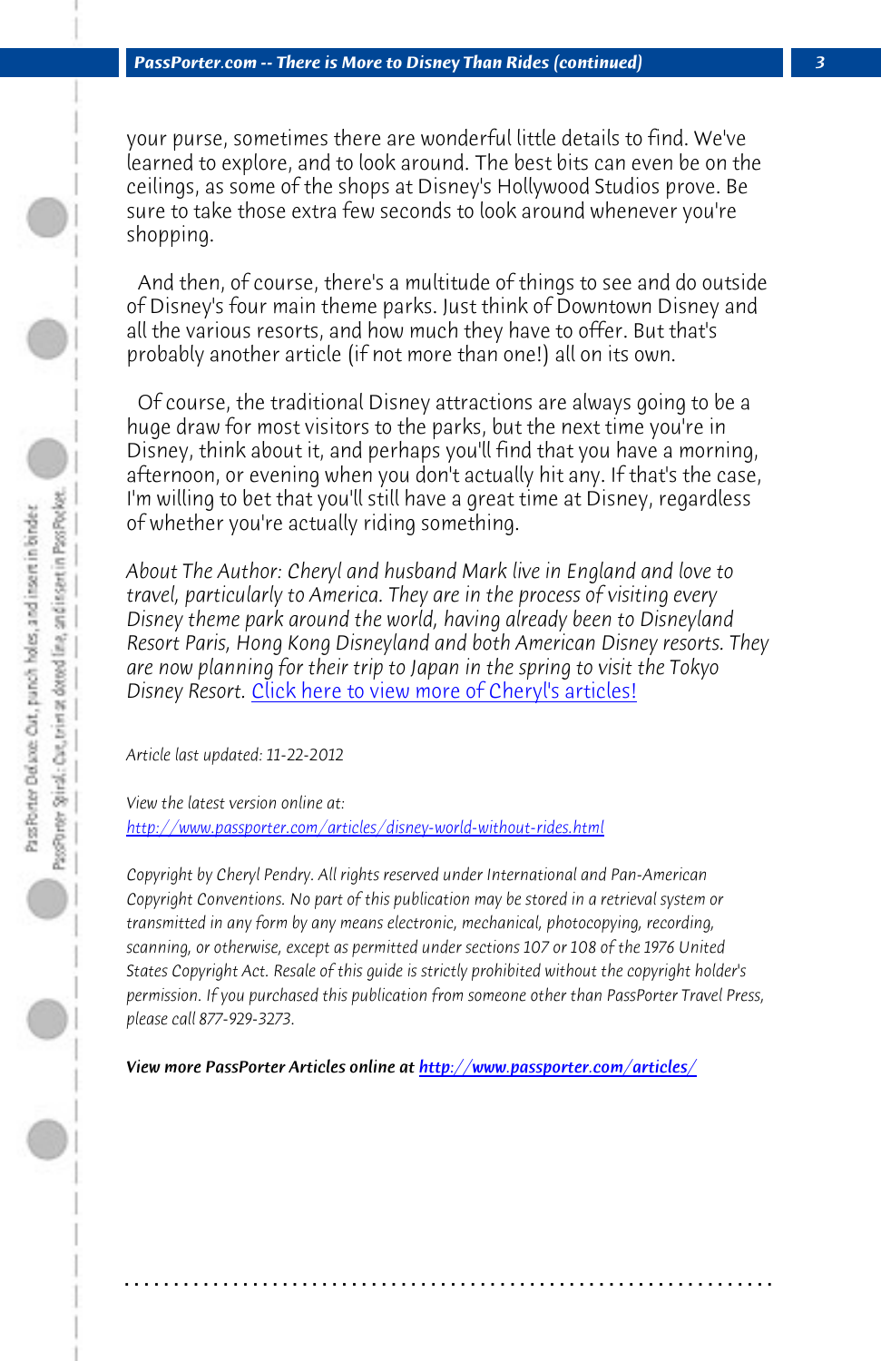your purse, sometimes there are wonderful little details to find. We've learned to explore, and to look around. The best bits can even be on the ceilings, as some of the shops at Disney's Hollywood Studios prove. Be sure to take those extra few seconds to look around whenever you're shopping.

And then, of course, there's a multitude of things to see and do outside of Disney's four main theme parks. Just think of Downtown Disney and all the various resorts, and how much they have to offer. But that's probably another article (if not more than one!) all on its own.

Of course, the traditional Disney attractions are always going to be a huge draw for most visitors to the parks, but the next time you're in Disney, think about it, and perhaps you'll find that you have a morning, afternoon, or evening when you don't actually hit any. If that's the case, I'm willing to bet that you'll still have a great time at Disney, regardless of whether you're actually riding something.

*About The Author: Cheryl and husband Mark live in England and love to travel, particularly to America. They are in the process of visiting every Disney theme park around the world, having already been to Disneyland Resort Paris, Hong Kong Disneyland and both American Disney resorts. They are now planning for their trip to Japan in the spring to visit the Tokyo Disney Resort.* Click here to view more of Cheryl's articles!

*Article last updated: 11-22-2012*

*View the latest version online at:*
*http://www.passporter.com/articles/disney-world-without-rides.html*

*Copyright by Cheryl Pendry. All rights reserved under International and Pan-American Copyright Conventions. No part of this publication may be stored in a retrieval system or transmitted in any form by any means electronic, mechanical, photocopying, recording, scanning, or otherwise, except as permitted under sections 107 or 108 of the 1976 United States Copyright Act. Resale of this guide is strictly prohibited without the copyright holder's permission. If you purchased this publication from someone other than PassPorter Travel Press, please call 877-929-3273.*

***View more PassPorter Articles online at http://www.passporter.com/articles/***